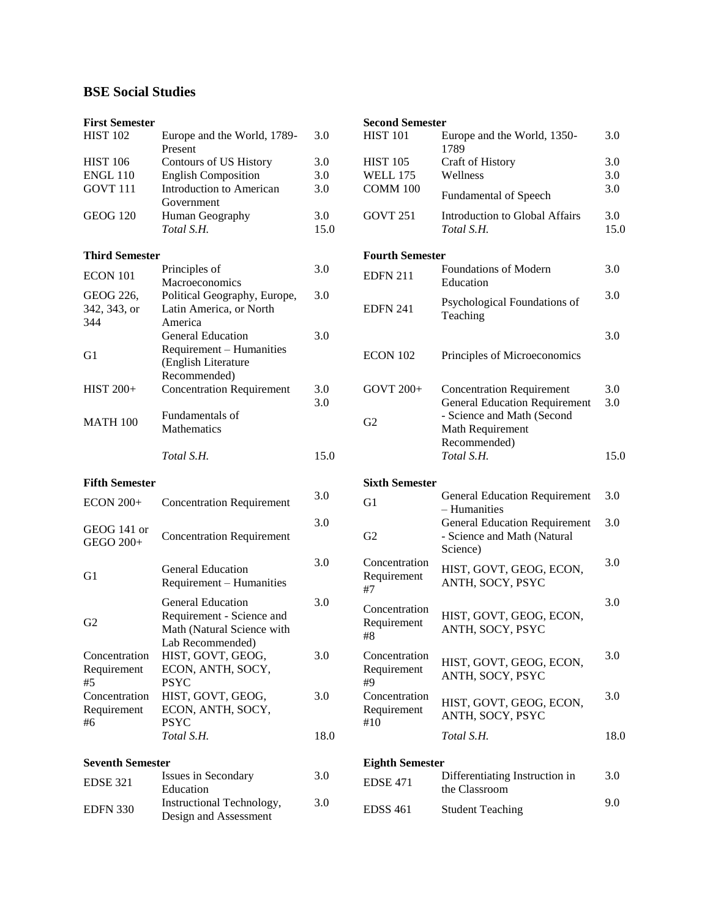## BSE Social Studies

**First Semester**

| Course | Title | S.H. |
|---|---|---|
| HIST 102 | Europe and the World, 1789-Present | 3.0 |
| HIST 106 | Contours of US History | 3.0 |
| ENGL 110 | English Composition | 3.0 |
| GOVT 111 | Introduction to American Government | 3.0 |
| GEOG 120 | Human Geography | 3.0 |
| | *Total S.H.* | 15.0 |

**Second Semester**

| Course | Title | S.H. |
|---|---|---|
| HIST 101 | Europe and the World, 1350-1789 | 3.0 |
| HIST 105 | Craft of History | 3.0 |
| WELL 175 | Wellness | 3.0 |
| COMM 100 | Fundamental of Speech | 3.0 |
| GOVT 251 | Introduction to Global Affairs | 3.0 |
| | *Total S.H.* | 15.0 |

**Third Semester**

| Course | Title | S.H. |
|---|---|---|
| ECON 101 | Principles of Macroeconomics | 3.0 |
| GEOG 226, 342, 343, or 344 | Political Geography, Europe, Latin America, or North America | 3.0 |
| G1 | General Education Requirement – Humanities (English Literature Recommended) | 3.0 |
| HIST 200+ | Concentration Requirement | 3.0 |
| MATH 100 | Fundamentals of Mathematics | 3.0 |
| | *Total S.H.* | 15.0 |

**Fourth Semester**

| Course | Title | S.H. |
|---|---|---|
| EDFN 211 | Foundations of Modern Education | 3.0 |
| EDFN 241 | Psychological Foundations of Teaching | 3.0 |
| ECON 102 | Principles of Microeconomics | 3.0 |
| GOVT 200+ | Concentration Requirement | 3.0 |
| G2 | General Education Requirement - Science and Math (Second Math Requirement Recommended) | 3.0 |
| | *Total S.H.* | 15.0 |

**Fifth Semester**

| Course | Title | S.H. |
|---|---|---|
| ECON 200+ | Concentration Requirement | 3.0 |
| GEOG 141 or GEGO 200+ | Concentration Requirement | 3.0 |
| G1 | General Education Requirement – Humanities | 3.0 |
| G2 | General Education Requirement - Science and Math (Natural Science with Lab Recommended) | 3.0 |
| Concentration Requirement #5 | HIST, GOVT, GEOG, ECON, ANTH, SOCY, PSYC | 3.0 |
| Concentration Requirement #6 | HIST, GOVT, GEOG, ECON, ANTH, SOCY, PSYC | 3.0 |
| | *Total S.H.* | 18.0 |

**Sixth Semester**

| Course | Title | S.H. |
|---|---|---|
| G1 | General Education Requirement – Humanities | 3.0 |
| G2 | General Education Requirement - Science and Math (Natural Science) | 3.0 |
| Concentration Requirement #7 | HIST, GOVT, GEOG, ECON, ANTH, SOCY, PSYC | 3.0 |
| Concentration Requirement #8 | HIST, GOVT, GEOG, ECON, ANTH, SOCY, PSYC | 3.0 |
| Concentration Requirement #9 | HIST, GOVT, GEOG, ECON, ANTH, SOCY, PSYC | 3.0 |
| Concentration Requirement #10 | HIST, GOVT, GEOG, ECON, ANTH, SOCY, PSYC | 3.0 |
| | *Total S.H.* | 18.0 |

**Seventh Semester**

| Course | Title | S.H. |
|---|---|---|
| EDSE 321 | Issues in Secondary Education | 3.0 |
| EDFN 330 | Instructional Technology, Design and Assessment | 3.0 |

**Eighth Semester**

| Course | Title | S.H. |
|---|---|---|
| EDSE 471 | Differentiating Instruction in the Classroom | 3.0 |
| EDSS 461 | Student Teaching | 9.0 |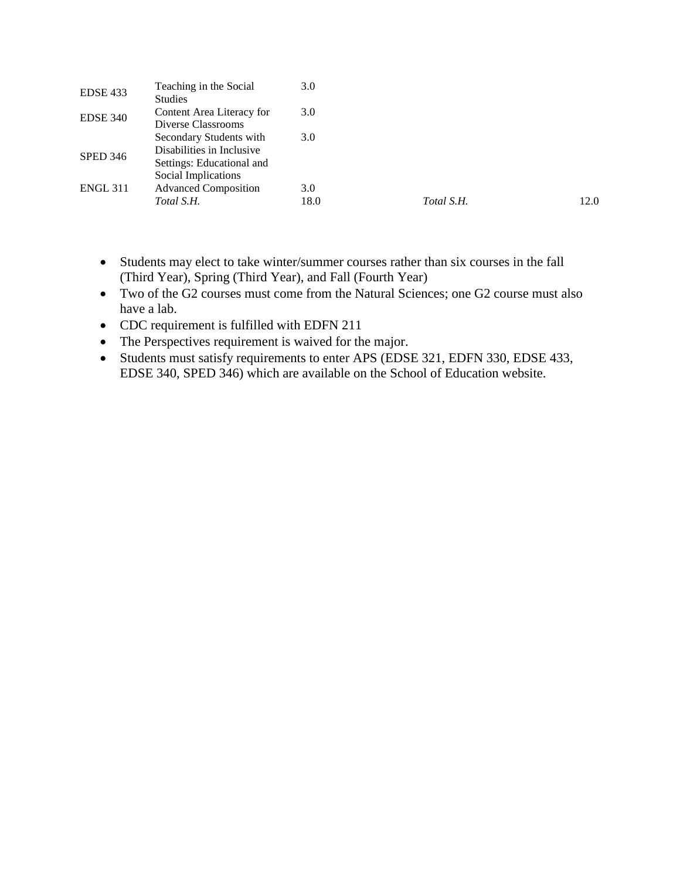| | | | | | |
|---|---|---|---|---|---|
| EDSE 433 | Teaching in the Social Studies | 3.0 | | | |
| EDSE 340 | Content Area Literacy for Diverse Classrooms | 3.0 | | | |
| SPED 346 | Secondary Students with Disabilities in Inclusive Settings: Educational and Social Implications | 3.0 | | | |
| ENGL 311 | Advanced Composition | 3.0 | | | |
| | *Total S.H.* | 18.0 | | *Total S.H.* | 12.0 |

- Students may elect to take winter/summer courses rather than six courses in the fall (Third Year), Spring (Third Year), and Fall (Fourth Year)
- Two of the G2 courses must come from the Natural Sciences; one G2 course must also have a lab.
- CDC requirement is fulfilled with EDFN 211
- The Perspectives requirement is waived for the major.
- Students must satisfy requirements to enter APS (EDSE 321, EDFN 330, EDSE 433, EDSE 340, SPED 346) which are available on the School of Education website.